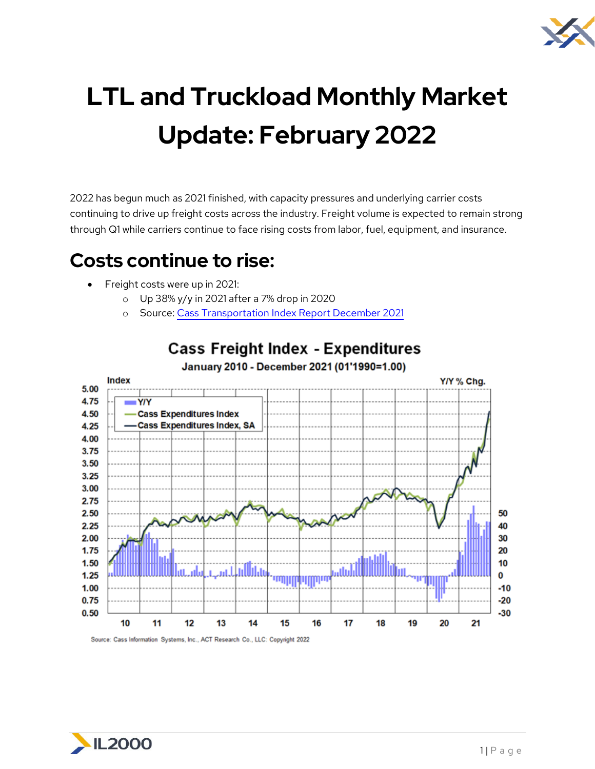# LTL and Truckload Monthly Market Update: February 2022

2022 has begun much as 2021 finished, with capacity pressures and underlying carrier costs continuing to drive up freight costs across the industry. Freight volume is expected to remain strong through Q1 while carriers continue to face rising costs from labor, fuel, equipment, and insurance.

## Costs continue to rise:

- Freight costs were up in 2021:
  - Up 38% y/y in 2021 after a 7% drop in 2020
  - Source: [Cass Transportation Index Report December 2021]()

**Cass Freight Index - Expenditures**

**January 2010 - December 2021 (01'1990=1.00)**

Source: Cass Information Systems, Inc., ACT Research Co., LLC; Copyright 2022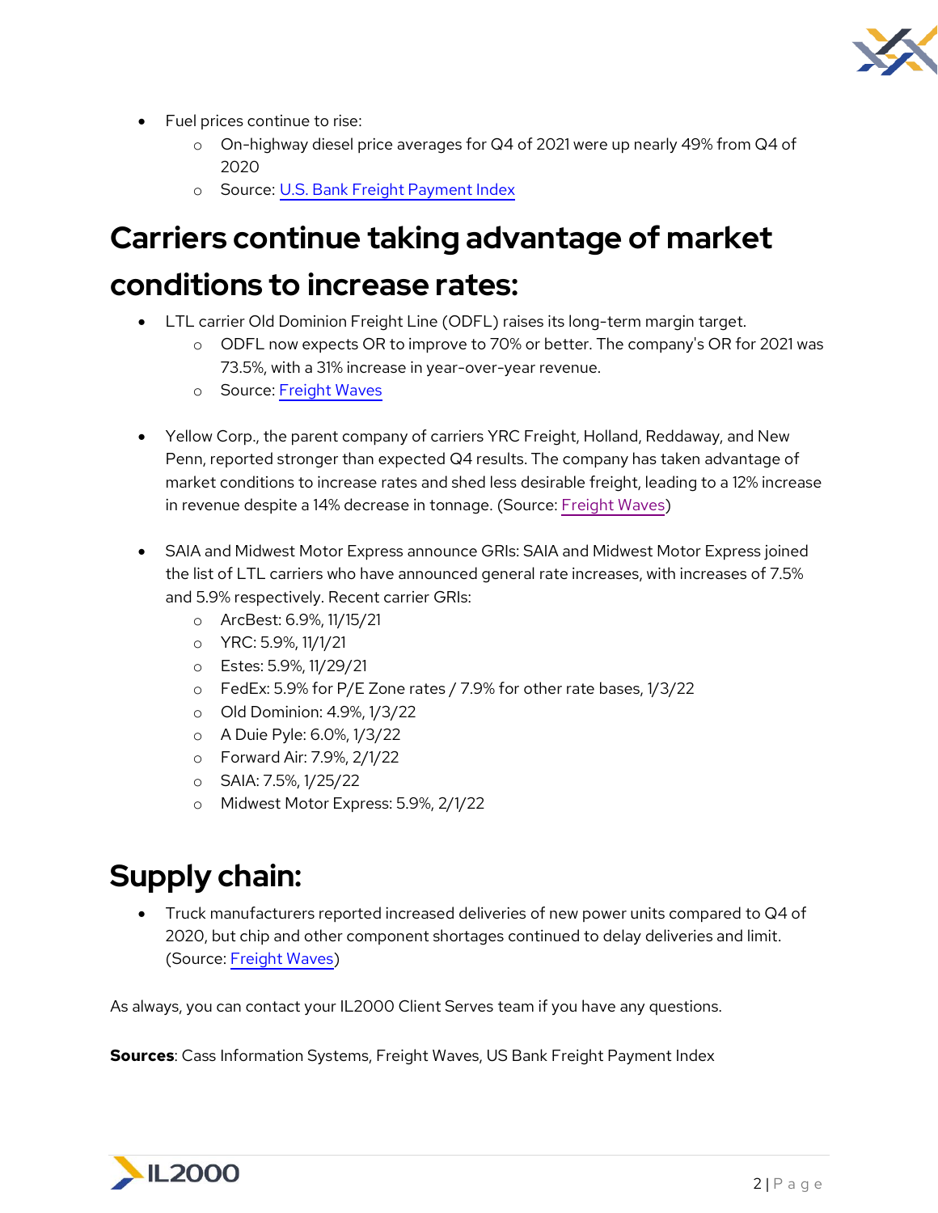- Fuel prices continue to rise:
    - On-highway diesel price averages for Q4 of 2021 were up nearly 49% from Q4 of 2020
    - Source: U.S. Bank Freight Payment Index

# Carriers continue taking advantage of market conditions to increase rates:

- LTL carrier Old Dominion Freight Line (ODFL) raises its long-term margin target.
    - ODFL now expects OR to improve to 70% or better. The company's OR for 2021 was 73.5%, with a 31% increase in year-over-year revenue.
    - Source: Freight Waves

- Yellow Corp., the parent company of carriers YRC Freight, Holland, Reddaway, and New Penn, reported stronger than expected Q4 results. The company has taken advantage of market conditions to increase rates and shed less desirable freight, leading to a 12% increase in revenue despite a 14% decrease in tonnage. (Source: Freight Waves)

- SAIA and Midwest Motor Express announce GRIs: SAIA and Midwest Motor Express joined the list of LTL carriers who have announced general rate increases, with increases of 7.5% and 5.9% respectively. Recent carrier GRIs:
    - ArcBest: 6.9%, 11/15/21
    - YRC: 5.9%, 11/1/21
    - Estes: 5.9%, 11/29/21
    - FedEx: 5.9% for P/E Zone rates / 7.9% for other rate bases, 1/3/22
    - Old Dominion: 4.9%, 1/3/22
    - A Duie Pyle: 6.0%, 1/3/22
    - Forward Air: 7.9%, 2/1/22
    - SAIA: 7.5%, 1/25/22
    - Midwest Motor Express: 5.9%, 2/1/22

# Supply chain:

- Truck manufacturers reported increased deliveries of new power units compared to Q4 of 2020, but chip and other component shortages continued to delay deliveries and limit. (Source: Freight Waves)

As always, you can contact your IL2000 Client Serves team if you have any questions.

**Sources**: Cass Information Systems, Freight Waves, US Bank Freight Payment Index